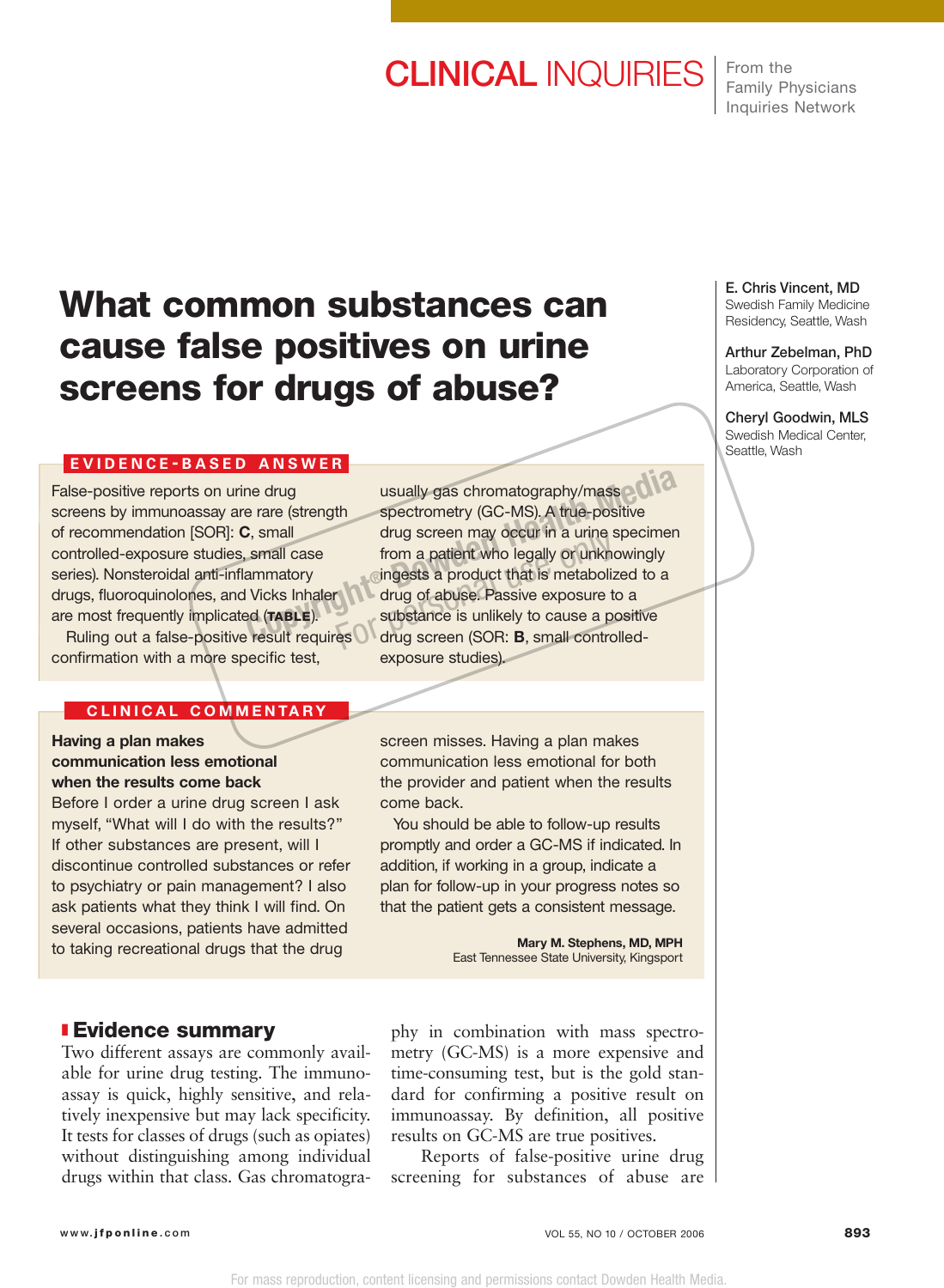CLINICAL INQUIRIES | From the Family Physicians Inquiries Network

# What common substances can cause false positives on urine screens for drugs of abuse?

**E. Chris Vincent, MD**
Swedish Family Medicine Residency, Seattle, Wash

**Arthur Zebelman, PhD**
Laboratory Corporation of America, Seattle, Wash

**Cheryl Goodwin, MLS**
Swedish Medical Center, Seattle, Wash

## EVIDENCE-BASED ANSWER

False-positive reports on urine drug screens by immunoassay are rare (strength of recommendation [SOR]: **C**, small controlled-exposure studies, small case series). Nonsteroidal anti-inflammatory drugs, fluoroquinolones, and Vicks Inhaler are most frequently implicated (**TABLE**).

Ruling out a false-positive result requires confirmation with a more specific test, usually gas chromatography/mass spectrometry (GC-MS). A true-positive drug screen may occur in a urine specimen from a patient who legally or unknowingly ingests a product that is metabolized to a drug of abuse. Passive exposure to a substance is unlikely to cause a positive drug screen (SOR: **B**, small controlled-exposure studies).

## CLINICAL COMMENTARY

**Having a plan makes communication less emotional when the results come back**

Before I order a urine drug screen I ask myself, "What will I do with the results?" If other substances are present, will I discontinue controlled substances or refer to psychiatry or pain management? I also ask patients what they think I will find. On several occasions, patients have admitted to taking recreational drugs that the drug screen misses. Having a plan makes communication less emotional for both the provider and patient when the results come back.

You should be able to follow-up results promptly and order a GC-MS if indicated. In addition, if working in a group, indicate a plan for follow-up in your progress notes so that the patient gets a consistent message.

**Mary M. Stephens, MD, MPH**
East Tennessee State University, Kingsport

## Evidence summary

Two different assays are commonly available for urine drug testing. The immunoassay is quick, highly sensitive, and relatively inexpensive but may lack specificity. It tests for classes of drugs (such as opiates) without distinguishing among individual drugs within that class. Gas chromatography in combination with mass spectrometry (GC-MS) is a more expensive and time-consuming test, but is the gold standard for confirming a positive result on immunoassay. By definition, all positive results on GC-MS are true positives.

Reports of false-positive urine drug screening for substances of abuse are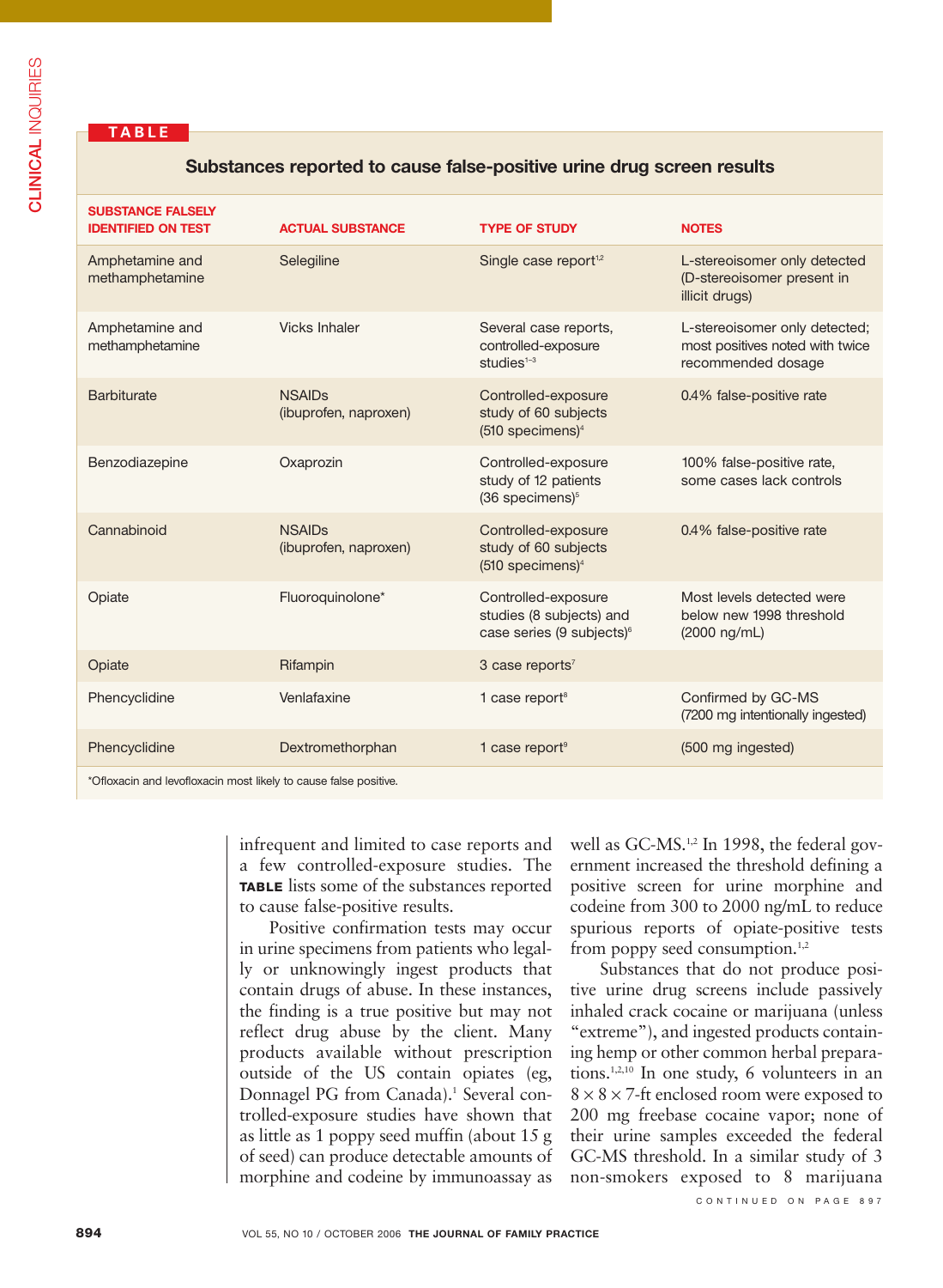**TABLE**

### Substances reported to cause false-positive urine drug screen results

| SUBSTANCE FALSELY IDENTIFIED ON TEST | ACTUAL SUBSTANCE | TYPE OF STUDY | NOTES |
|---|---|---|---|
| Amphetamine and methamphetamine | Selegiline | Single case report[1,2] | L-stereoisomer only detected (D-stereoisomer present in illicit drugs) |
| Amphetamine and methamphetamine | Vicks Inhaler | Several case reports, controlled-exposure studies[1–3] | L-stereoisomer only detected; most positives noted with twice recommended dosage |
| Barbiturate | NSAIDs (ibuprofen, naproxen) | Controlled-exposure study of 60 subjects (510 specimens)[4] | 0.4% false-positive rate |
| Benzodiazepine | Oxaprozin | Controlled-exposure study of 12 patients (36 specimens)[5] | 100% false-positive rate, some cases lack controls |
| Cannabinoid | NSAIDs (ibuprofen, naproxen) | Controlled-exposure study of 60 subjects (510 specimens)[4] | 0.4% false-positive rate |
| Opiate | Fluoroquinolone* | Controlled-exposure studies (8 subjects) and case series (9 subjects)[6] | Most levels detected were below new 1998 threshold (2000 ng/mL) |
| Opiate | Rifampin | 3 case reports[7] | |
| Phencyclidine | Venlafaxine | 1 case report[8] | Confirmed by GC-MS (7200 mg intentionally ingested) |
| Phencyclidine | Dextromethorphan | 1 case report[9] | (500 mg ingested) |

*Ofloxacin and levofloxacin most likely to cause false positive.

infrequent and limited to case reports and a few controlled-exposure studies. The **TABLE** lists some of the substances reported to cause false-positive results.

Positive confirmation tests may occur in urine specimens from patients who legally or unknowingly ingest products that contain drugs of abuse. In these instances, the finding is a true positive but may not reflect drug abuse by the client. Many products available without prescription outside of the US contain opiates (eg, Donnagel PG from Canada).[1] Several controlled-exposure studies have shown that as little as 1 poppy seed muffin (about 15 g of seed) can produce detectable amounts of morphine and codeine by immunoassay as well as GC-MS.[1,2] In 1998, the federal government increased the threshold defining a positive screen for urine morphine and codeine from 300 to 2000 ng/mL to reduce spurious reports of opiate-positive tests from poppy seed consumption.[1,2]

Substances that do not produce positive urine drug screens include passively inhaled crack cocaine or marijuana (unless "extreme"), and ingested products containing hemp or other common herbal preparations.[1,2,10] In one study, 6 volunteers in an $8 \times 8 \times 7$-ft enclosed room were exposed to 200 mg freebase cocaine vapor; none of their urine samples exceeded the federal GC-MS threshold. In a similar study of 3 non-smokers exposed to 8 marijuana

CONTINUED ON PAGE 897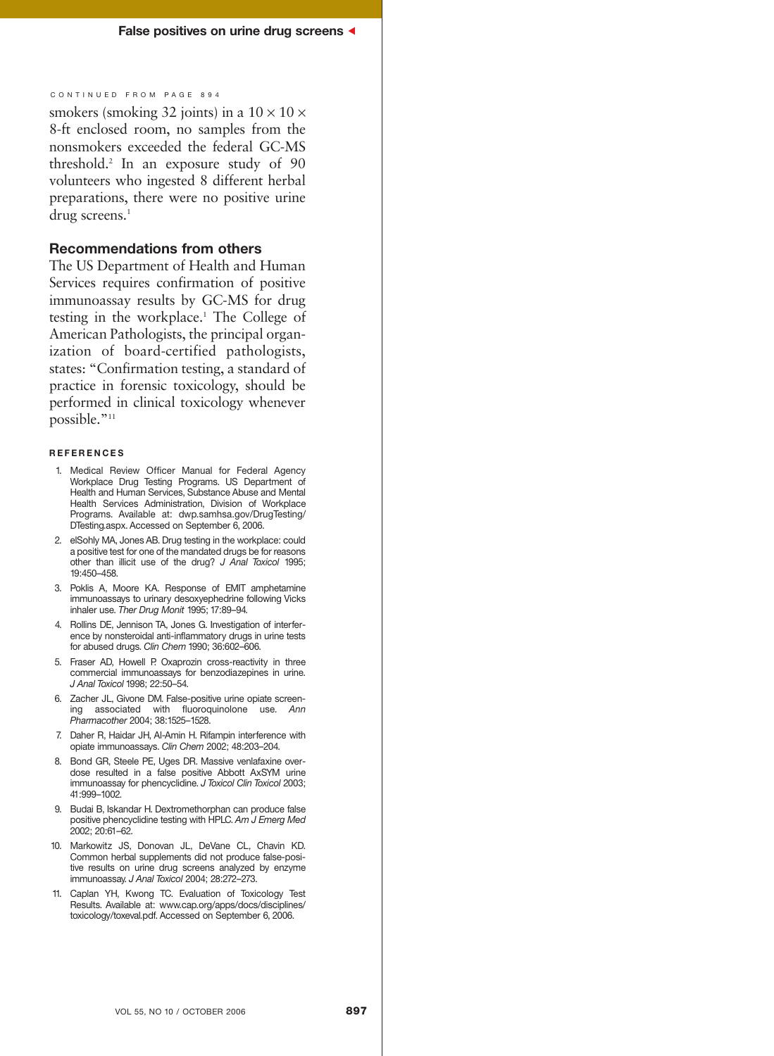CONTINUED FROM PAGE 894

smokers (smoking 32 joints) in a $10 \times 10 \times$ 8-ft enclosed room, no samples from the nonsmokers exceeded the federal GC-MS threshold.[2] In an exposure study of 90 volunteers who ingested 8 different herbal preparations, there were no positive urine drug screens.[1]

## Recommendations from others

The US Department of Health and Human Services requires confirmation of positive immunoassay results by GC-MS for drug testing in the workplace.[1] The College of American Pathologists, the principal organization of board-certified pathologists, states: "Confirmation testing, a standard of practice in forensic toxicology, should be performed in clinical toxicology whenever possible."[11]

### REFERENCES

1. Medical Review Officer Manual for Federal Agency Workplace Drug Testing Programs. US Department of Health and Human Services, Substance Abuse and Mental Health Services Administration, Division of Workplace Programs. Available at: dwp.samhsa.gov/DrugTesting/DTesting.aspx. Accessed on September 6, 2006.
2. elSohly MA, Jones AB. Drug testing in the workplace: could a positive test for one of the mandated drugs be for reasons other than illicit use of the drug? *J Anal Toxicol* 1995; 19:450–458.
3. Poklis A, Moore KA. Response of EMIT amphetamine immunoassays to urinary desoxyephedrine following Vicks inhaler use. *Ther Drug Monit* 1995; 17:89–94.
4. Rollins DE, Jennison TA, Jones G. Investigation of interference by nonsteroidal anti-inflammatory drugs in urine tests for abused drugs. *Clin Chem* 1990; 36:602–606.
5. Fraser AD, Howell P. Oxaprozin cross-reactivity in three commercial immunoassays for benzodiazepines in urine. *J Anal Toxicol* 1998; 22:50–54.
6. Zacher JL, Givone DM. False-positive urine opiate screening associated with fluoroquinolone use. *Ann Pharmacother* 2004; 38:1525–1528.
7. Daher R, Haidar JH, Al-Amin H. Rifampin interference with opiate immunoassays. *Clin Chem* 2002; 48:203–204.
8. Bond GR, Steele PE, Uges DR. Massive venlafaxine overdose resulted in a false positive Abbott AxSYM urine immunoassay for phencyclidine. *J Toxicol Clin Toxicol* 2003; 41:999–1002.
9. Budai B, Iskandar H. Dextromethorphan can produce false positive phencyclidine testing with HPLC. *Am J Emerg Med* 2002; 20:61–62.
10. Markowitz JS, Donovan JL, DeVane CL, Chavin KD. Common herbal supplements did not produce false-positive results on urine drug screens analyzed by enzyme immunoassay. *J Anal Toxicol* 2004; 28:272–273.
11. Caplan YH, Kwong TC. Evaluation of Toxicology Test Results. Available at: www.cap.org/apps/docs/disciplines/toxicology/toxeval.pdf. Accessed on September 6, 2006.